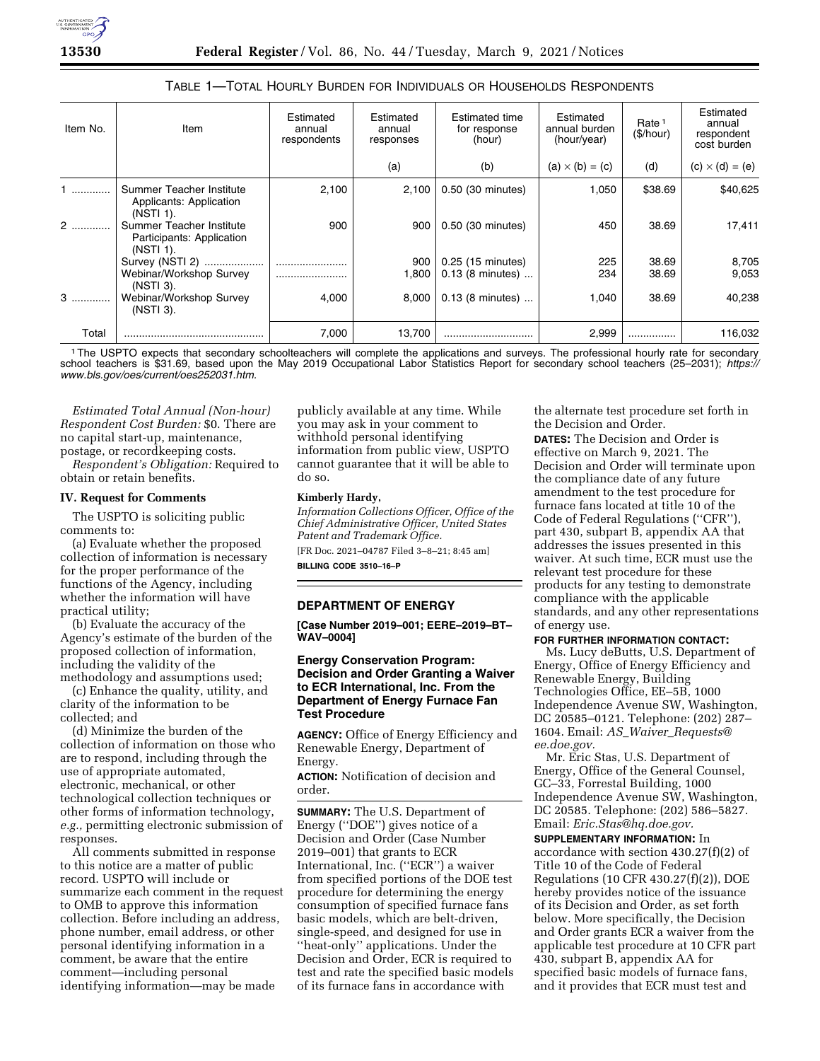TABLE 1—TOTAL HOURLY BURDEN FOR INDIVIDUALS OR HOUSEHOLDS RESPONDENTS

| Item No. | Item | Estimated annual respondents | Estimated annual responses | Estimated time for response (hour) | Estimated annual burden (hour/year) | Rate [1] ($/hour) | Estimated annual respondent cost burden |
|---|---|---|---|---|---|---|---|
| | | | (a) | (b) | (a) × (b) = (c) | (d) | (c) × (d) = (e) |
| 1 ............ | Summer Teacher Institute Applicants: Application (NSTI 1). | 2,100 | 2,100 | 0.50 (30 minutes) | 1,050 | $38.69 | $40,625 |
| 2 ............ | Summer Teacher Institute Participants: Application (NSTI 1). | 900 | 900 | 0.50 (30 minutes) | 450 | 38.69 | 17,411 |
| | Survey (NSTI 2) .................... | ........................ | 900 | 0.25 (15 minutes) | 225 | 38.69 | 8,705 |
| | Webinar/Workshop Survey (NSTI 3). | ........................ | 1,800 | 0.13 (8 minutes) ... | 234 | 38.69 | 9,053 |
| 3 ............ | Webinar/Workshop Survey (NSTI 3). | 4,000 | 8,000 | 0.13 (8 minutes) ... | 1,040 | 38.69 | 40,238 |
| Total | ............................................... | 7,000 | 13,700 | ............................. | 2,999 | ................ | 116,032 |

[1] The USPTO expects that secondary schoolteachers will complete the applications and surveys. The professional hourly rate for secondary school teachers is $31.69, based upon the May 2019 Occupational Labor Statistics Report for secondary school teachers (25–2031); *https://www.bls.gov/oes/current/oes252031.htm.*

*Estimated Total Annual (Non-hour) Respondent Cost Burden:* $0. There are no capital start-up, maintenance, postage, or recordkeeping costs.

*Respondent's Obligation:* Required to obtain or retain benefits.

**IV. Request for Comments**

The USPTO is soliciting public comments to:

(a) Evaluate whether the proposed collection of information is necessary for the proper performance of the functions of the Agency, including whether the information will have practical utility;

(b) Evaluate the accuracy of the Agency's estimate of the burden of the proposed collection of information, including the validity of the methodology and assumptions used;

(c) Enhance the quality, utility, and clarity of the information to be collected; and

(d) Minimize the burden of the collection of information on those who are to respond, including through the use of appropriate automated, electronic, mechanical, or other technological collection techniques or other forms of information technology, *e.g.,* permitting electronic submission of responses.

All comments submitted in response to this notice are a matter of public record. USPTO will include or summarize each comment in the request to OMB to approve this information collection. Before including an address, phone number, email address, or other personal identifying information in a comment, be aware that the entire comment—including personal identifying information—may be made publicly available at any time. While you may ask in your comment to withhold personal identifying information from public view, USPTO cannot guarantee that it will be able to do so.

**Kimberly Hardy,**

*Information Collections Officer, Office of the Chief Administrative Officer, United States Patent and Trademark Office.*

[FR Doc. 2021–04787 Filed 3–8–21; 8:45 am]

**BILLING CODE 3510–16–P**

## DEPARTMENT OF ENERGY

**[Case Number 2019–001; EERE–2019–BT–WAV–0004]**

### Energy Conservation Program: Decision and Order Granting a Waiver to ECR International, Inc. From the Department of Energy Furnace Fan Test Procedure

**AGENCY:** Office of Energy Efficiency and Renewable Energy, Department of Energy.

**ACTION:** Notification of decision and order.

**SUMMARY:** The U.S. Department of Energy ("DOE") gives notice of a Decision and Order (Case Number 2019–001) that grants to ECR International, Inc. ("ECR") a waiver from specified portions of the DOE test procedure for determining the energy consumption of specified furnace fans basic models, which are belt-driven, single-speed, and designed for use in "heat-only" applications. Under the Decision and Order, ECR is required to test and rate the specified basic models of its furnace fans in accordance with the alternate test procedure set forth in the Decision and Order.

**DATES:** The Decision and Order is effective on March 9, 2021. The Decision and Order will terminate upon the compliance date of any future amendment to the test procedure for furnace fans located at title 10 of the Code of Federal Regulations ("CFR"), part 430, subpart B, appendix AA that addresses the issues presented in this waiver. At such time, ECR must use the relevant test procedure for these products for any testing to demonstrate compliance with the applicable standards, and any other representations of energy use.

**FOR FURTHER INFORMATION CONTACT:**

Ms. Lucy deButts, U.S. Department of Energy, Office of Energy Efficiency and Renewable Energy, Building Technologies Office, EE–5B, 1000 Independence Avenue SW, Washington, DC 20585–0121. Telephone: (202) 287–1604. Email: *AS_Waiver_Requests@ee.doe.gov.*

Mr. Eric Stas, U.S. Department of Energy, Office of the General Counsel, GC–33, Forrestal Building, 1000 Independence Avenue SW, Washington, DC 20585. Telephone: (202) 586–5827. Email: *Eric.Stas@hq.doe.gov.*

**SUPPLEMENTARY INFORMATION:** In accordance with section 430.27(f)(2) of Title 10 of the Code of Federal Regulations (10 CFR 430.27(f)(2)), DOE hereby provides notice of the issuance of its Decision and Order, as set forth below. More specifically, the Decision and Order grants ECR a waiver from the applicable test procedure at 10 CFR part 430, subpart B, appendix AA for specified basic models of furnace fans, and it provides that ECR must test and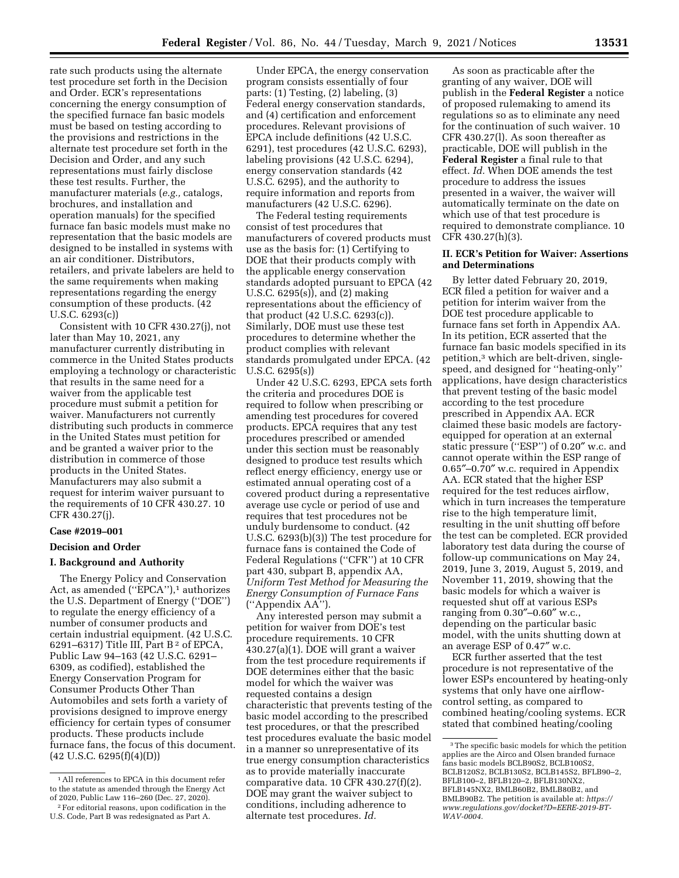rate such products using the alternate test procedure set forth in the Decision and Order. ECR's representations concerning the energy consumption of the specified furnace fan basic models must be based on testing according to the provisions and restrictions in the alternate test procedure set forth in the Decision and Order, and any such representations must fairly disclose these test results. Further, the manufacturer materials (*e.g.,* catalogs, brochures, and installation and operation manuals) for the specified furnace fan basic models must make no representation that the basic models are designed to be installed in systems with an air conditioner. Distributors, retailers, and private labelers are held to the same requirements when making representations regarding the energy consumption of these products. (42 U.S.C. 6293(c))

Consistent with 10 CFR 430.27(j), not later than May 10, 2021, any manufacturer currently distributing in commerce in the United States products employing a technology or characteristic that results in the same need for a waiver from the applicable test procedure must submit a petition for waiver. Manufacturers not currently distributing such products in commerce in the United States must petition for and be granted a waiver prior to the distribution in commerce of those products in the United States. Manufacturers may also submit a request for interim waiver pursuant to the requirements of 10 CFR 430.27. 10 CFR 430.27(j).

**Case #2019–001**

**Decision and Order**

## I. Background and Authority

The Energy Policy and Conservation Act, as amended ("EPCA"),[1] authorizes the U.S. Department of Energy ("DOE") to regulate the energy efficiency of a number of consumer products and certain industrial equipment. (42 U.S.C. 6291–6317) Title III, Part B[2] of EPCA, Public Law 94–163 (42 U.S.C. 6291–6309, as codified), established the Energy Conservation Program for Consumer Products Other Than Automobiles and sets forth a variety of provisions designed to improve energy efficiency for certain types of consumer products. These products include furnace fans, the focus of this document. (42 U.S.C. 6295(f)(4)(D))

Under EPCA, the energy conservation program consists essentially of four parts: (1) Testing, (2) labeling, (3) Federal energy conservation standards, and (4) certification and enforcement procedures. Relevant provisions of EPCA include definitions (42 U.S.C. 6291), test procedures (42 U.S.C. 6293), labeling provisions (42 U.S.C. 6294), energy conservation standards (42 U.S.C. 6295), and the authority to require information and reports from manufacturers (42 U.S.C. 6296).

The Federal testing requirements consist of test procedures that manufacturers of covered products must use as the basis for: (1) Certifying to DOE that their products comply with the applicable energy conservation standards adopted pursuant to EPCA (42 U.S.C. 6295(s)), and (2) making representations about the efficiency of that product (42 U.S.C. 6293(c)). Similarly, DOE must use these test procedures to determine whether the product complies with relevant standards promulgated under EPCA. (42 U.S.C. 6295(s))

Under 42 U.S.C. 6293, EPCA sets forth the criteria and procedures DOE is required to follow when prescribing or amending test procedures for covered products. EPCA requires that any test procedures prescribed or amended under this section must be reasonably designed to produce test results which reflect energy efficiency, energy use or estimated annual operating cost of a covered product during a representative average use cycle or period of use and requires that test procedures not be unduly burdensome to conduct. (42 U.S.C. 6293(b)(3)) The test procedure for furnace fans is contained the Code of Federal Regulations ("CFR") at 10 CFR part 430, subpart B, appendix AA, *Uniform Test Method for Measuring the Energy Consumption of Furnace Fans* ("Appendix AA").

Any interested person may submit a petition for waiver from DOE's test procedure requirements. 10 CFR 430.27(a)(1). DOE will grant a waiver from the test procedure requirements if DOE determines either that the basic model for which the waiver was requested contains a design characteristic that prevents testing of the basic model according to the prescribed test procedures, or that the prescribed test procedures evaluate the basic model in a manner so unrepresentative of its true energy consumption characteristics as to provide materially inaccurate comparative data. 10 CFR 430.27(f)(2). DOE may grant the waiver subject to conditions, including adherence to alternate test procedures. *Id.*

As soon as practicable after the granting of any waiver, DOE will publish in the **Federal Register** a notice of proposed rulemaking to amend its regulations so as to eliminate any need for the continuation of such waiver. 10 CFR 430.27(l). As soon thereafter as practicable, DOE will publish in the **Federal Register** a final rule to that effect. *Id.* When DOE amends the test procedure to address the issues presented in a waiver, the waiver will automatically terminate on the date on which use of that test procedure is required to demonstrate compliance. 10 CFR 430.27(h)(3).

## II. ECR's Petition for Waiver: Assertions and Determinations

By letter dated February 20, 2019, ECR filed a petition for waiver and a petition for interim waiver from the DOE test procedure applicable to furnace fans set forth in Appendix AA. In its petition, ECR asserted that the furnace fan basic models specified in its petition,[3] which are belt-driven, single-speed, and designed for "heating-only" applications, have design characteristics that prevent testing of the basic model according to the test procedure prescribed in Appendix AA. ECR claimed these basic models are factory-equipped for operation at an external static pressure ("ESP") of 0.20″ w.c. and cannot operate within the ESP range of 0.65″–0.70″ w.c. required in Appendix AA. ECR stated that the higher ESP required for the test reduces airflow, which in turn increases the temperature rise to the high temperature limit, resulting in the unit shutting off before the test can be completed. ECR provided laboratory test data during the course of follow-up communications on May 24, 2019, June 3, 2019, August 5, 2019, and November 11, 2019, showing that the basic models for which a waiver is requested shut off at various ESPs ranging from 0.30″–0.60″ w.c., depending on the particular basic model, with the units shutting down at an average ESP of 0.47″ w.c.

ECR further asserted that the test procedure is not representative of the lower ESPs encountered by heating-only systems that only have one airflow-control setting, as compared to combined heating/cooling systems. ECR stated that combined heating/cooling

[1] All references to EPCA in this document refer to the statute as amended through the Energy Act of 2020, Public Law 116–260 (Dec. 27, 2020).

[2] For editorial reasons, upon codification in the U.S. Code, Part B was redesignated as Part A.

[3] The specific basic models for which the petition applies are the Airco and Olsen branded furnace fans basic models BCLB90S2, BCLB100S2, BCLB120S2, BCLB130S2, BCLB145S2, BFLB90–2, BFLB100–2, BFLB120–2, BFLB130NX2, BFLB145NX2, BMLB60B2, BMLB80B2, and BMLB90B2. The petition is available at: *https://www.regulations.gov/docket?D=EERE-2019-BT-WAV-0004.*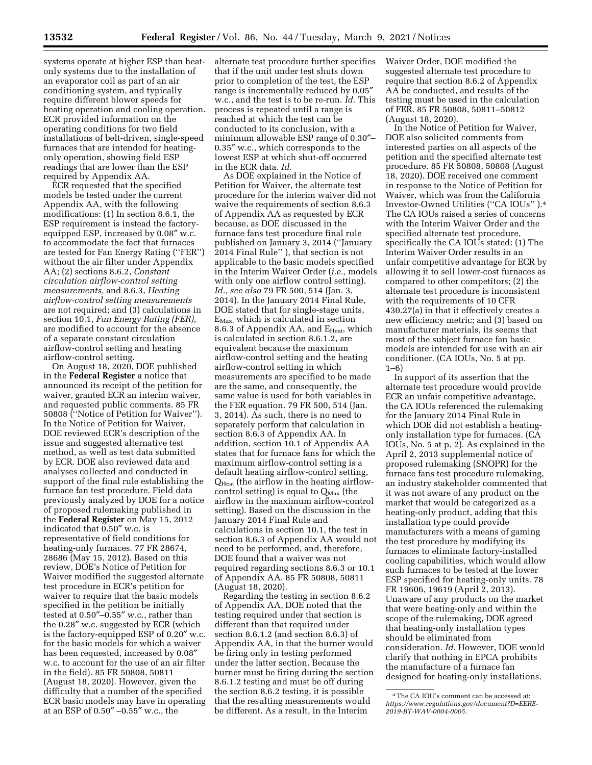systems operate at higher ESP than heat-only systems due to the installation of an evaporator coil as part of an air conditioning system, and typically require different blower speeds for heating operation and cooling operation. ECR provided information on the operating conditions for two field installations of belt-driven, single-speed furnaces that are intended for heating-only operation, showing field ESP readings that are lower than the ESP required by Appendix AA.

ECR requested that the specified models be tested under the current Appendix AA, with the following modifications: (1) In section 8.6.1, the ESP requirement is instead the factory-equipped ESP, increased by 0.08″ w.c. to accommodate the fact that furnaces are tested for Fan Energy Rating (''FER'') without the air filter under Appendix AA; (2) sections 8.6.2, *Constant circulation airflow-control setting measurements,* and 8.6.3, *Heating airflow-control setting measurements* are not required; and (3) calculations in section 10.1, *Fan Energy Rating (FER),* are modified to account for the absence of a separate constant circulation airflow-control setting and heating airflow-control setting.

On August 18, 2020, DOE published in the **Federal Register** a notice that announced its receipt of the petition for waiver, granted ECR an interim waiver, and requested public comments. 85 FR 50808 (''Notice of Petition for Waiver''). In the Notice of Petition for Waiver, DOE reviewed ECR's description of the issue and suggested alternative test method, as well as test data submitted by ECR. DOE also reviewed data and analyses collected and conducted in support of the final rule establishing the furnace fan test procedure. Field data previously analyzed by DOE for a notice of proposed rulemaking published in the **Federal Register** on May 15, 2012 indicated that 0.50″ w.c. is representative of field conditions for heating-only furnaces. 77 FR 28674, 28686 (May 15, 2012). Based on this review, DOE's Notice of Petition for Waiver modified the suggested alternate test procedure in ECR's petition for waiver to require that the basic models specified in the petition be initially tested at 0.50″–0.55″ w.c., rather than the 0.28″ w.c. suggested by ECR (which is the factory-equipped ESP of 0.20″ w.c. for the basic models for which a waiver has been requested, increased by 0.08″ w.c. to account for the use of an air filter in the field). 85 FR 50808, 50811 (August 18, 2020). However, given the difficulty that a number of the specified ECR basic models may have in operating at an ESP of 0.50″ –0.55″ w.c., the alternate test procedure further specifies that if the unit under test shuts down prior to completion of the test, the ESP range is incrementally reduced by 0.05″ w.c., and the test is to be re-run. *Id.* This process is repeated until a range is reached at which the test can be conducted to its conclusion, with a minimum allowable ESP range of 0.30″–0.35″ w.c., which corresponds to the lowest ESP at which shut-off occurred in the ECR data. *Id.*

As DOE explained in the Notice of Petition for Waiver, the alternate test procedure for the interim waiver did not waive the requirements of section 8.6.3 of Appendix AA as requested by ECR because, as DOE discussed in the furnace fans test procedure final rule published on January 3, 2014 (''January 2014 Final Rule'' ), that section is not applicable to the basic models specified in the Interim Waiver Order (*i.e.,* models with only one airflow control setting). *Id., see also* 79 FR 500, 514 (Jan. 3, 2014). In the January 2014 Final Rule, DOE stated that for single-stage units, $E_{Max,}$ which is calculated in section 8.6.3 of Appendix AA, and $E_{Heat}$, which is calculated in section 8.6.1.2, are equivalent because the maximum airflow-control setting and the heating airflow-control setting in which measurements are specified to be made are the same, and consequently, the same value is used for both variables in the FER equation. 79 FR 500, 514 (Jan. 3, 2014). As such, there is no need to separately perform that calculation in section 8.6.3 of Appendix AA. In addition, section 10.1 of Appendix AA states that for furnace fans for which the maximum airflow-control setting is a default heating airflow-control setting, $Q_{Heat}$ (the airflow in the heating airflow-control setting) is equal to $Q_{Max}$ (the airflow in the maximum airflow-control setting). Based on the discussion in the January 2014 Final Rule and calculations in section 10.1, the test in section 8.6.3 of Appendix AA would not need to be performed, and, therefore, DOE found that a waiver was not required regarding sections 8.6.3 or 10.1 of Appendix AA. 85 FR 50808, 50811 (August 18, 2020).

Regarding the testing in section 8.6.2 of Appendix AA, DOE noted that the testing required under that section is different than that required under section 8.6.1.2 (and section 8.6.3) of Appendix AA, in that the burner would be firing only in testing performed under the latter section. Because the burner must be firing during the section 8.6.1.2 testing and must be off during the section 8.6.2 testing, it is possible that the resulting measurements would be different. As a result, in the Interim Waiver Order, DOE modified the suggested alternate test procedure to require that section 8.6.2 of Appendix AA be conducted, and results of the testing must be used in the calculation of FER. 85 FR 50808, 50811–50812 (August 18, 2020).

In the Notice of Petition for Waiver, DOE also solicited comments from interested parties on all aspects of the petition and the specified alternate test procedure. 85 FR 50808, 50808 (August 18, 2020). DOE received one comment in response to the Notice of Petition for Waiver, which was from the California Investor-Owned Utilities (''CA IOUs'' ).[4] The CA IOUs raised a series of concerns with the Interim Waiver Order and the specified alternate test procedure, specifically the CA IOUs stated: (1) The Interim Waiver Order results in an unfair competitive advantage for ECR by allowing it to sell lower-cost furnaces as compared to other competitors; (2) the alternate test procedure is inconsistent with the requirements of 10 CFR 430.27(a) in that it effectively creates a new efficiency metric; and (3) based on manufacturer materials, its seems that most of the subject furnace fan basic models are intended for use with an air conditioner. (CA IOUs, No. 5 at pp. 1–6)

In support of its assertion that the alternate test procedure would provide ECR an unfair competitive advantage, the CA IOUs referenced the rulemaking for the January 2014 Final Rule in which DOE did not establish a heating-only installation type for furnaces. (CA IOUs, No. 5 at p. 2). As explained in the April 2, 2013 supplemental notice of proposed rulemaking (SNOPR) for the furnace fans test procedure rulemaking, an industry stakeholder commented that it was not aware of any product on the market that would be categorized as a heating-only product, adding that this installation type could provide manufacturers with a means of gaming the test procedure by modifying its furnaces to eliminate factory-installed cooling capabilities, which would allow such furnaces to be tested at the lower ESP specified for heating-only units. 78 FR 19606, 19619 (April 2, 2013). Unaware of any products on the market that were heating-only and within the scope of the rulemaking, DOE agreed that heating-only installation types should be eliminated from consideration. *Id.* However, DOE would clarify that nothing in EPCA prohibits the manufacture of a furnace fan designed for heating-only installations.

[4] The CA IOU's comment can be accessed at: *https://www.regulations.gov/document?D=EERE-2019-BT-WAV-0004-0005.*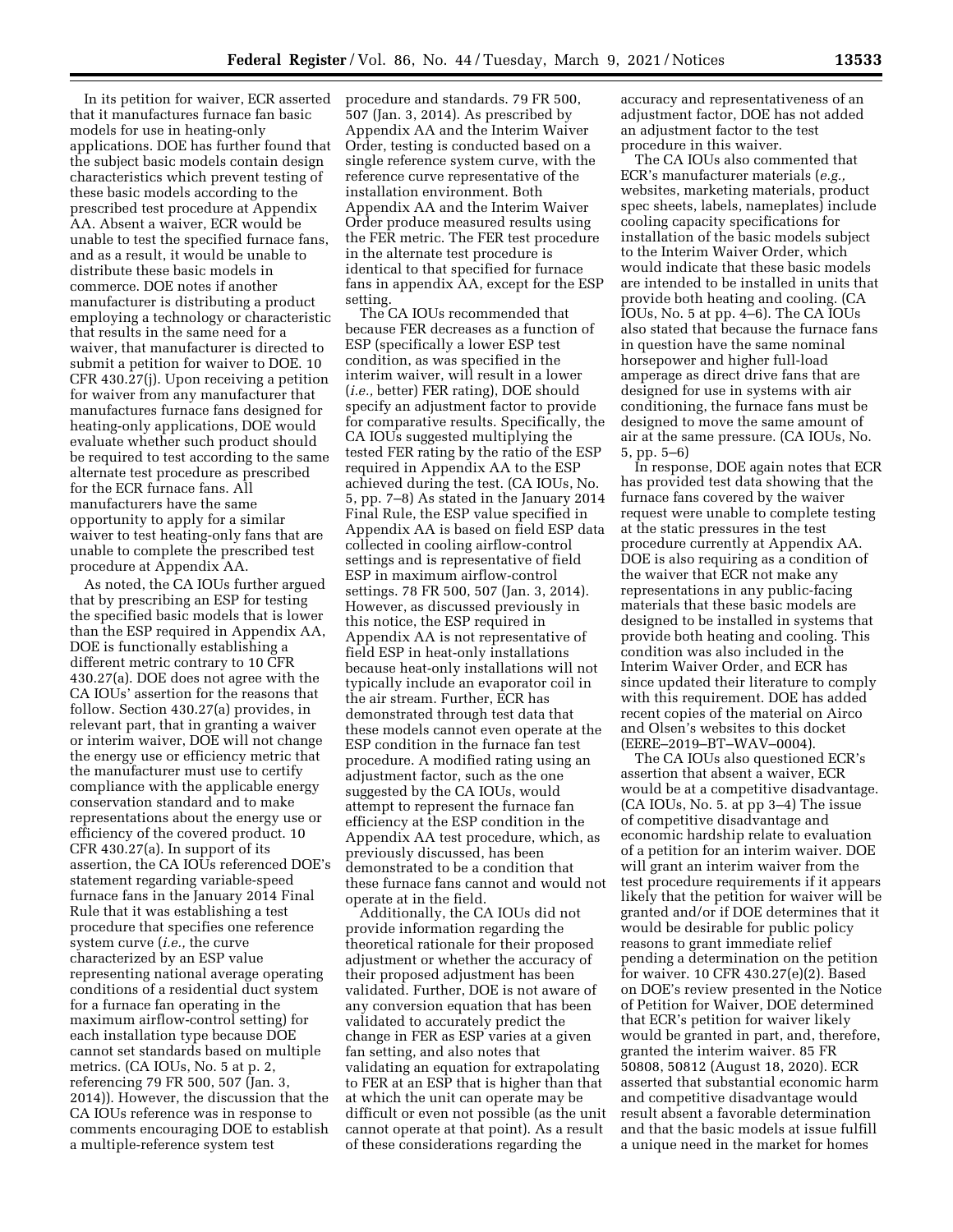In its petition for waiver, ECR asserted that it manufactures furnace fan basic models for use in heating-only applications. DOE has further found that the subject basic models contain design characteristics which prevent testing of these basic models according to the prescribed test procedure at Appendix AA. Absent a waiver, ECR would be unable to test the specified furnace fans, and as a result, it would be unable to distribute these basic models in commerce. DOE notes if another manufacturer is distributing a product employing a technology or characteristic that results in the same need for a waiver, that manufacturer is directed to submit a petition for waiver to DOE. 10 CFR 430.27(j). Upon receiving a petition for waiver from any manufacturer that manufactures furnace fans designed for heating-only applications, DOE would evaluate whether such product should be required to test according to the same alternate test procedure as prescribed for the ECR furnace fans. All manufacturers have the same opportunity to apply for a similar waiver to test heating-only fans that are unable to complete the prescribed test procedure at Appendix AA.

As noted, the CA IOUs further argued that by prescribing an ESP for testing the specified basic models that is lower than the ESP required in Appendix AA, DOE is functionally establishing a different metric contrary to 10 CFR 430.27(a). DOE does not agree with the CA IOUs' assertion for the reasons that follow. Section 430.27(a) provides, in relevant part, that in granting a waiver or interim waiver, DOE will not change the energy use or efficiency metric that the manufacturer must use to certify compliance with the applicable energy conservation standard and to make representations about the energy use or efficiency of the covered product. 10 CFR 430.27(a). In support of its assertion, the CA IOUs referenced DOE's statement regarding variable-speed furnace fans in the January 2014 Final Rule that it was establishing a test procedure that specifies one reference system curve (*i.e.,* the curve characterized by an ESP value representing national average operating conditions of a residential duct system for a furnace fan operating in the maximum airflow-control setting) for each installation type because DOE cannot set standards based on multiple metrics. (CA IOUs, No. 5 at p. 2, referencing 79 FR 500, 507 (Jan. 3, 2014)). However, the discussion that the CA IOUs reference was in response to comments encouraging DOE to establish a multiple-reference system test procedure and standards. 79 FR 500, 507 (Jan. 3, 2014). As prescribed by Appendix AA and the Interim Waiver Order, testing is conducted based on a single reference system curve, with the reference curve representative of the installation environment. Both Appendix AA and the Interim Waiver Order produce measured results using the FER metric. The FER test procedure in the alternate test procedure is identical to that specified for furnace fans in appendix AA, except for the ESP setting.

The CA IOUs recommended that because FER decreases as a function of ESP (specifically a lower ESP test condition, as was specified in the interim waiver, will result in a lower (*i.e.,* better) FER rating), DOE should specify an adjustment factor to provide for comparative results. Specifically, the CA IOUs suggested multiplying the tested FER rating by the ratio of the ESP required in Appendix AA to the ESP achieved during the test. (CA IOUs, No. 5, pp. 7–8) As stated in the January 2014 Final Rule, the ESP value specified in Appendix AA is based on field ESP data collected in cooling airflow-control settings and is representative of field ESP in maximum airflow-control settings. 78 FR 500, 507 (Jan. 3, 2014). However, as discussed previously in this notice, the ESP required in Appendix AA is not representative of field ESP in heat-only installations because heat-only installations will not typically include an evaporator coil in the air stream. Further, ECR has demonstrated through test data that these models cannot even operate at the ESP condition in the furnace fan test procedure. A modified rating using an adjustment factor, such as the one suggested by the CA IOUs, would attempt to represent the furnace fan efficiency at the ESP condition in the Appendix AA test procedure, which, as previously discussed, has been demonstrated to be a condition that these furnace fans cannot and would not operate at in the field.

Additionally, the CA IOUs did not provide information regarding the theoretical rationale for their proposed adjustment or whether the accuracy of their proposed adjustment has been validated. Further, DOE is not aware of any conversion equation that has been validated to accurately predict the change in FER as ESP varies at a given fan setting, and also notes that validating an equation for extrapolating to FER at an ESP that is higher than that at which the unit can operate may be difficult or even not possible (as the unit cannot operate at that point). As a result of these considerations regarding the accuracy and representativeness of an adjustment factor, DOE has not added an adjustment factor to the test procedure in this waiver.

The CA IOUs also commented that ECR's manufacturer materials (*e.g.,* websites, marketing materials, product spec sheets, labels, nameplates) include cooling capacity specifications for installation of the basic models subject to the Interim Waiver Order, which would indicate that these basic models are intended to be installed in units that provide both heating and cooling. (CA IOUs, No. 5 at pp. 4–6). The CA IOUs also stated that because the furnace fans in question have the same nominal horsepower and higher full-load amperage as direct drive fans that are designed for use in systems with air conditioning, the furnace fans must be designed to move the same amount of air at the same pressure. (CA IOUs, No. 5, pp. 5–6)

In response, DOE again notes that ECR has provided test data showing that the furnace fans covered by the waiver request were unable to complete testing at the static pressures in the test procedure currently at Appendix AA. DOE is also requiring as a condition of the waiver that ECR not make any representations in any public-facing materials that these basic models are designed to be installed in systems that provide both heating and cooling. This condition was also included in the Interim Waiver Order, and ECR has since updated their literature to comply with this requirement. DOE has added recent copies of the material on Airco and Olsen's websites to this docket (EERE–2019–BT–WAV–0004).

The CA IOUs also questioned ECR's assertion that absent a waiver, ECR would be at a competitive disadvantage. (CA IOUs, No. 5. at pp 3–4) The issue of competitive disadvantage and economic hardship relate to evaluation of a petition for an interim waiver. DOE will grant an interim waiver from the test procedure requirements if it appears likely that the petition for waiver will be granted and/or if DOE determines that it would be desirable for public policy reasons to grant immediate relief pending a determination on the petition for waiver. 10 CFR 430.27(e)(2). Based on DOE's review presented in the Notice of Petition for Waiver, DOE determined that ECR's petition for waiver likely would be granted in part, and, therefore, granted the interim waiver. 85 FR 50808, 50812 (August 18, 2020). ECR asserted that substantial economic harm and competitive disadvantage would result absent a favorable determination and that the basic models at issue fulfill a unique need in the market for homes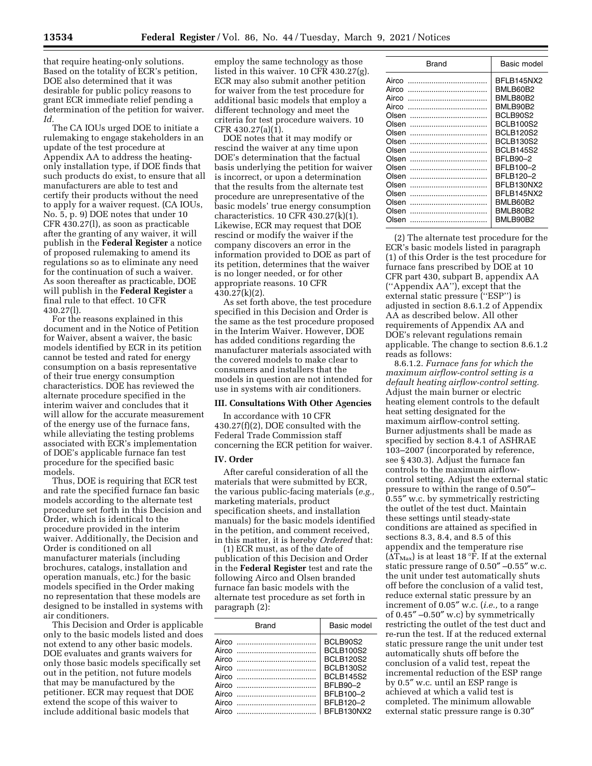that require heating-only solutions. Based on the totality of ECR's petition, DOE also determined that it was desirable for public policy reasons to grant ECR immediate relief pending a determination of the petition for waiver. *Id.*

The CA IOUs urged DOE to initiate a rulemaking to engage stakeholders in an update of the test procedure at Appendix AA to address the heating-only installation type, if DOE finds that such products do exist, to ensure that all manufacturers are able to test and certify their products without the need to apply for a waiver request. (CA IOUs, No. 5, p. 9) DOE notes that under 10 CFR 430.27(l), as soon as practicable after the granting of any waiver, it will publish in the **Federal Register** a notice of proposed rulemaking to amend its regulations so as to eliminate any need for the continuation of such a waiver. As soon thereafter as practicable, DOE will publish in the **Federal Register** a final rule to that effect. 10 CFR 430.27(l).

For the reasons explained in this document and in the Notice of Petition for Waiver, absent a waiver, the basic models identified by ECR in its petition cannot be tested and rated for energy consumption on a basis representative of their true energy consumption characteristics. DOE has reviewed the alternate procedure specified in the interim waiver and concludes that it will allow for the accurate measurement of the energy use of the furnace fans, while alleviating the testing problems associated with ECR's implementation of DOE's applicable furnace fan test procedure for the specified basic models.

Thus, DOE is requiring that ECR test and rate the specified furnace fan basic models according to the alternate test procedure set forth in this Decision and Order, which is identical to the procedure provided in the interim waiver. Additionally, the Decision and Order is conditioned on all manufacturer materials (including brochures, catalogs, installation and operation manuals, etc.) for the basic models specified in the Order making no representation that these models are designed to be installed in systems with air conditioners.

This Decision and Order is applicable only to the basic models listed and does not extend to any other basic models. DOE evaluates and grants waivers for only those basic models specifically set out in the petition, not future models that may be manufactured by the petitioner. ECR may request that DOE extend the scope of this waiver to include additional basic models that employ the same technology as those listed in this waiver. 10 CFR 430.27(g). ECR may also submit another petition for waiver from the test procedure for additional basic models that employ a different technology and meet the criteria for test procedure waivers. 10 CFR 430.27(a)(1).

DOE notes that it may modify or rescind the waiver at any time upon DOE's determination that the factual basis underlying the petition for waiver is incorrect, or upon a determination that the results from the alternate test procedure are unrepresentative of the basic models' true energy consumption characteristics. 10 CFR 430.27(k)(1). Likewise, ECR may request that DOE rescind or modify the waiver if the company discovers an error in the information provided to DOE as part of its petition, determines that the waiver is no longer needed, or for other appropriate reasons. 10 CFR 430.27(k)(2).

As set forth above, the test procedure specified in this Decision and Order is the same as the test procedure proposed in the Interim Waiver. However, DOE has added conditions regarding the manufacturer materials associated with the covered models to make clear to consumers and installers that the models in question are not intended for use in systems with air conditioners.

## III. Consultations With Other Agencies

In accordance with 10 CFR 430.27(f)(2), DOE consulted with the Federal Trade Commission staff concerning the ECR petition for waiver.

## IV. Order

After careful consideration of all the materials that were submitted by ECR, the various public-facing materials (*e.g.,* marketing materials, product specification sheets, and installation manuals) for the basic models identified in the petition, and comment received, in this matter, it is hereby *Ordered* that:

(1) ECR must, as of the date of publication of this Decision and Order in the **Federal Register** test and rate the following Airco and Olsen branded furnace fan basic models with the alternate test procedure as set forth in paragraph (2):

| Brand | Basic model |
|---|---|
| Airco | BCLB90S2 |
| Airco | BCLB100S2 |
| Airco | BCLB120S2 |
| Airco | BCLB130S2 |
| Airco | BCLB145S2 |
| Airco | BFLB90–2 |
| Airco | BFLB100–2 |
| Airco | BFLB120–2 |
| Airco | BFLB130NX2 |
| Airco | BFLB145NX2 |
| Airco | BMLB60B2 |
| Airco | BMLB80B2 |
| Airco | BMLB90B2 |
| Olsen | BCLB90S2 |
| Olsen | BCLB100S2 |
| Olsen | BCLB120S2 |
| Olsen | BCLB130S2 |
| Olsen | BCLB145S2 |
| Olsen | BFLB90–2 |
| Olsen | BFLB100–2 |
| Olsen | BFLB120–2 |
| Olsen | BFLB130NX2 |
| Olsen | BFLB145NX2 |
| Olsen | BMLB60B2 |
| Olsen | BMLB80B2 |
| Olsen | BMLB90B2 |

(2) The alternate test procedure for the ECR's basic models listed in paragraph (1) of this Order is the test procedure for furnace fans prescribed by DOE at 10 CFR part 430, subpart B, appendix AA (''Appendix AA''), except that the external static pressure (''ESP'') is adjusted in section 8.6.1.2 of Appendix AA as described below. All other requirements of Appendix AA and DOE's relevant regulations remain applicable. The change to section 8.6.1.2 reads as follows:

8.6.1.2. *Furnace fans for which the maximum airflow-control setting is a default heating airflow-control setting.* Adjust the main burner or electric heating element controls to the default heat setting designated for the maximum airflow-control setting. Burner adjustments shall be made as specified by section 8.4.1 of ASHRAE 103–2007 (incorporated by reference, see § 430.3). Adjust the furnace fan controls to the maximum airflow-control setting. Adjust the external static pressure to within the range of 0.50″–0.55″ w.c. by symmetrically restricting the outlet of the test duct. Maintain these settings until steady-state conditions are attained as specified in sections 8.3, 8.4, and 8.5 of this appendix and the temperature rise ($\Delta T_{Max}$) is at least 18 °F. If at the external static pressure range of 0.50″ –0.55″ w.c. the unit under test automatically shuts off before the conclusion of a valid test, reduce external static pressure by an increment of 0.05″ w.c. (*i.e.,* to a range of 0.45″ –0.50″ w.c) by symmetrically restricting the outlet of the test duct and re-run the test. If at the reduced external static pressure range the unit under test automatically shuts off before the conclusion of a valid test, repeat the incremental reduction of the ESP range by 0.5″ w.c. until an ESP range is achieved at which a valid test is completed. The minimum allowable external static pressure range is 0.30″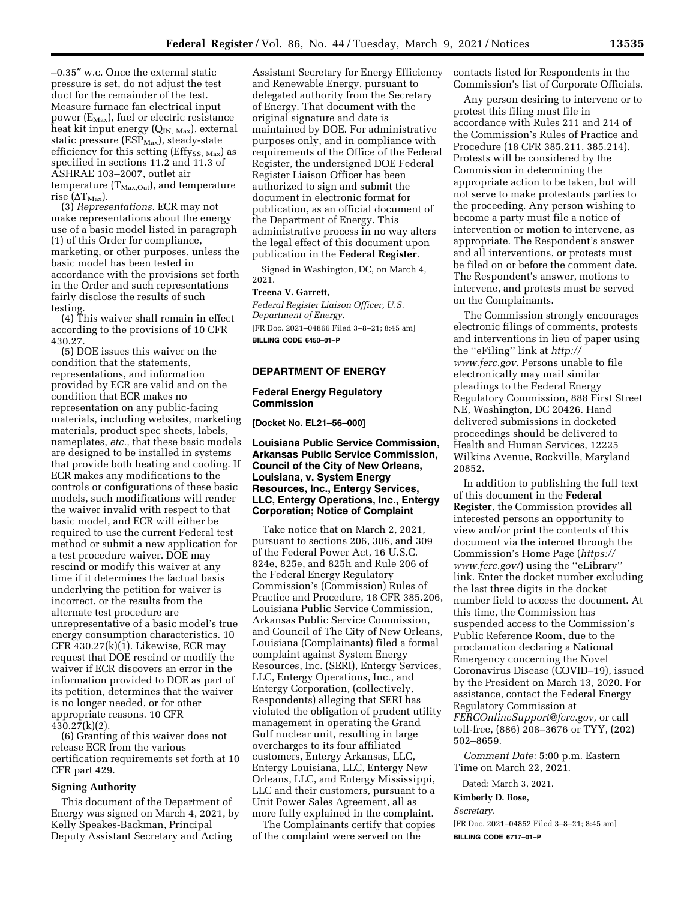–0.35″ w.c. Once the external static pressure is set, do not adjust the test duct for the remainder of the test. Measure furnace fan electrical input power ($E_{Max}$), fuel or electric resistance heat kit input energy ($Q_{IN,\ Max}$), external static pressure ($ESP_{Max}$), steady-state efficiency for this setting ($Effy_{SS,\ Max}$) as specified in sections 11.2 and 11.3 of ASHRAE 103–2007, outlet air temperature ($T_{Max,Out}$), and temperature rise ($\Delta T_{Max}$).

(3) *Representations.* ECR may not make representations about the energy use of a basic model listed in paragraph (1) of this Order for compliance, marketing, or other purposes, unless the basic model has been tested in accordance with the provisions set forth in the Order and such representations fairly disclose the results of such testing.

(4) This waiver shall remain in effect according to the provisions of 10 CFR 430.27.

(5) DOE issues this waiver on the condition that the statements, representations, and information provided by ECR are valid and on the condition that ECR makes no representation on any public-facing materials, including websites, marketing materials, product spec sheets, labels, nameplates, *etc.,* that these basic models are designed to be installed in systems that provide both heating and cooling. If ECR makes any modifications to the controls or configurations of these basic models, such modifications will render the waiver invalid with respect to that basic model, and ECR will either be required to use the current Federal test method or submit a new application for a test procedure waiver. DOE may rescind or modify this waiver at any time if it determines the factual basis underlying the petition for waiver is incorrect, or the results from the alternate test procedure are unrepresentative of a basic model's true energy consumption characteristics. 10 CFR 430.27(k)(1). Likewise, ECR may request that DOE rescind or modify the waiver if ECR discovers an error in the information provided to DOE as part of its petition, determines that the waiver is no longer needed, or for other appropriate reasons. 10 CFR 430.27(k)(2).

(6) Granting of this waiver does not release ECR from the various certification requirements set forth at 10 CFR part 429.

**Signing Authority**

This document of the Department of Energy was signed on March 4, 2021, by Kelly Speakes-Backman, Principal Deputy Assistant Secretary and Acting Assistant Secretary for Energy Efficiency and Renewable Energy, pursuant to delegated authority from the Secretary of Energy. That document with the original signature and date is maintained by DOE. For administrative purposes only, and in compliance with requirements of the Office of the Federal Register, the undersigned DOE Federal Register Liaison Officer has been authorized to sign and submit the document in electronic format for publication, as an official document of the Department of Energy. This administrative process in no way alters the legal effect of this document upon publication in the **Federal Register**.

Signed in Washington, DC, on March 4, 2021.

**Treena V. Garrett,**

*Federal Register Liaison Officer, U.S. Department of Energy.*

[FR Doc. 2021–04866 Filed 3–8–21; 8:45 am]

**BILLING CODE 6450–01–P**

## DEPARTMENT OF ENERGY

### Federal Energy Regulatory Commission

**[Docket No. EL21–56–000]**

### Louisiana Public Service Commission, Arkansas Public Service Commission, Council of the City of New Orleans, Louisiana, v. System Energy Resources, Inc., Entergy Services, LLC, Entergy Operations, Inc., Entergy Corporation; Notice of Complaint

Take notice that on March 2, 2021, pursuant to sections 206, 306, and 309 of the Federal Power Act, 16 U.S.C. 824e, 825e, and 825h and Rule 206 of the Federal Energy Regulatory Commission's (Commission) Rules of Practice and Procedure, 18 CFR 385.206, Louisiana Public Service Commission, Arkansas Public Service Commission, and Council of The City of New Orleans, Louisiana (Complainants) filed a formal complaint against System Energy Resources, Inc. (SERI), Entergy Services, LLC, Entergy Operations, Inc., and Entergy Corporation, (collectively, Respondents) alleging that SERI has violated the obligation of prudent utility management in operating the Grand Gulf nuclear unit, resulting in large overcharges to its four affiliated customers, Entergy Arkansas, LLC, Entergy Louisiana, LLC, Entergy New Orleans, LLC, and Entergy Mississippi, LLC and their customers, pursuant to a Unit Power Sales Agreement, all as more fully explained in the complaint.

The Complainants certify that copies of the complaint were served on the contacts listed for Respondents in the Commission's list of Corporate Officials.

Any person desiring to intervene or to protest this filing must file in accordance with Rules 211 and 214 of the Commission's Rules of Practice and Procedure (18 CFR 385.211, 385.214). Protests will be considered by the Commission in determining the appropriate action to be taken, but will not serve to make protestants parties to the proceeding. Any person wishing to become a party must file a notice of intervention or motion to intervene, as appropriate. The Respondent's answer and all interventions, or protests must be filed on or before the comment date. The Respondent's answer, motions to intervene, and protests must be served on the Complainants.

The Commission strongly encourages electronic filings of comments, protests and interventions in lieu of paper using the ''eFiling'' link at *http://www.ferc.gov.* Persons unable to file electronically may mail similar pleadings to the Federal Energy Regulatory Commission, 888 First Street NE, Washington, DC 20426. Hand delivered submissions in docketed proceedings should be delivered to Health and Human Services, 12225 Wilkins Avenue, Rockville, Maryland 20852.

In addition to publishing the full text of this document in the **Federal Register**, the Commission provides all interested persons an opportunity to view and/or print the contents of this document via the internet through the Commission's Home Page (*https://www.ferc.gov/*) using the ''eLibrary'' link. Enter the docket number excluding the last three digits in the docket number field to access the document. At this time, the Commission has suspended access to the Commission's Public Reference Room, due to the proclamation declaring a National Emergency concerning the Novel Coronavirus Disease (COVID–19), issued by the President on March 13, 2020. For assistance, contact the Federal Energy Regulatory Commission at *FERCOnlineSupport@ferc.gov,* or call toll-free, (886) 208–3676 or TYY, (202) 502–8659.

*Comment Date:* 5:00 p.m. Eastern Time on March 22, 2021.

Dated: March 3, 2021.

**Kimberly D. Bose,**

*Secretary.*

[FR Doc. 2021–04852 Filed 3–8–21; 8:45 am]

**BILLING CODE 6717–01–P**